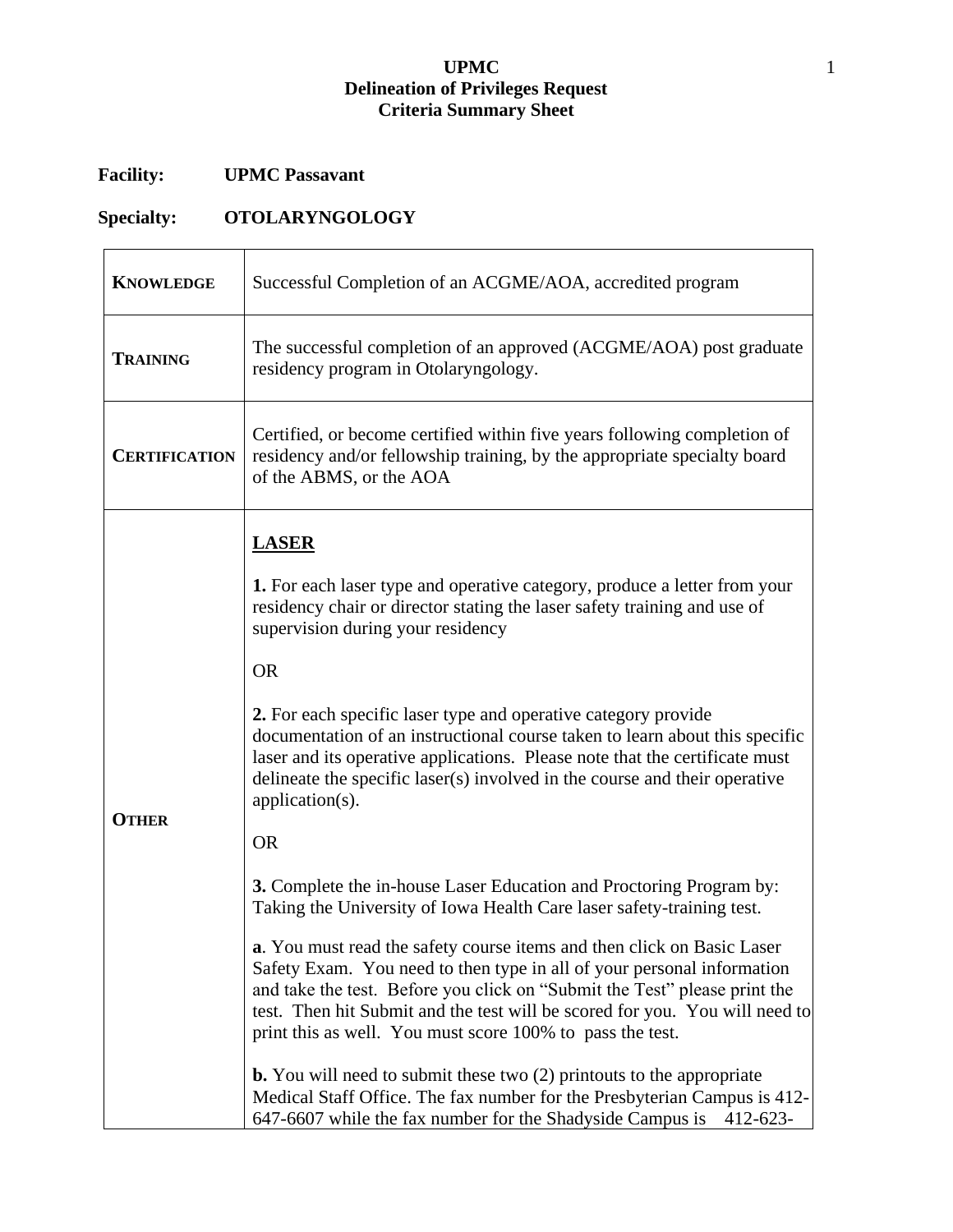**UPMC**
**Delineation of Privileges Request**
**Criteria Summary Sheet**

**Facility:** **UPMC Passavant**

**Specialty:** **OTOLARYNGOLOGY**

| | |
|---|---|
| **KNOWLEDGE** | Successful Completion of an ACGME/AOA, accredited program |
| **TRAINING** | The successful completion of an approved (ACGME/AOA) post graduate residency program in Otolaryngology. |
| **CERTIFICATION** | Certified, or become certified within five years following completion of residency and/or fellowship training, by the appropriate specialty board of the ABMS, or the AOA |
| **OTHER** | **<u>LASER</u>**<br><br>**1.** For each laser type and operative category, produce a letter from your residency chair or director stating the laser safety training and use of supervision during your residency<br><br>OR<br><br>**2.** For each specific laser type and operative category provide documentation of an instructional course taken to learn about this specific laser and its operative applications. Please note that the certificate must delineate the specific laser(s) involved in the course and their operative application(s).<br><br>OR<br><br>**3.** Complete the in-house Laser Education and Proctoring Program by: Taking the University of Iowa Health Care laser safety-training test.<br><br>**a**. You must read the safety course items and then click on Basic Laser Safety Exam. You need to then type in all of your personal information and take the test. Before you click on "Submit the Test" please print the test. Then hit Submit and the test will be scored for you. You will need to print this as well. You must score 100% to pass the test.<br><br>**b.** You will need to submit these two (2) printouts to the appropriate Medical Staff Office. The fax number for the Presbyterian Campus is 412-647-6607 while the fax number for the Shadyside Campus is 412-623- |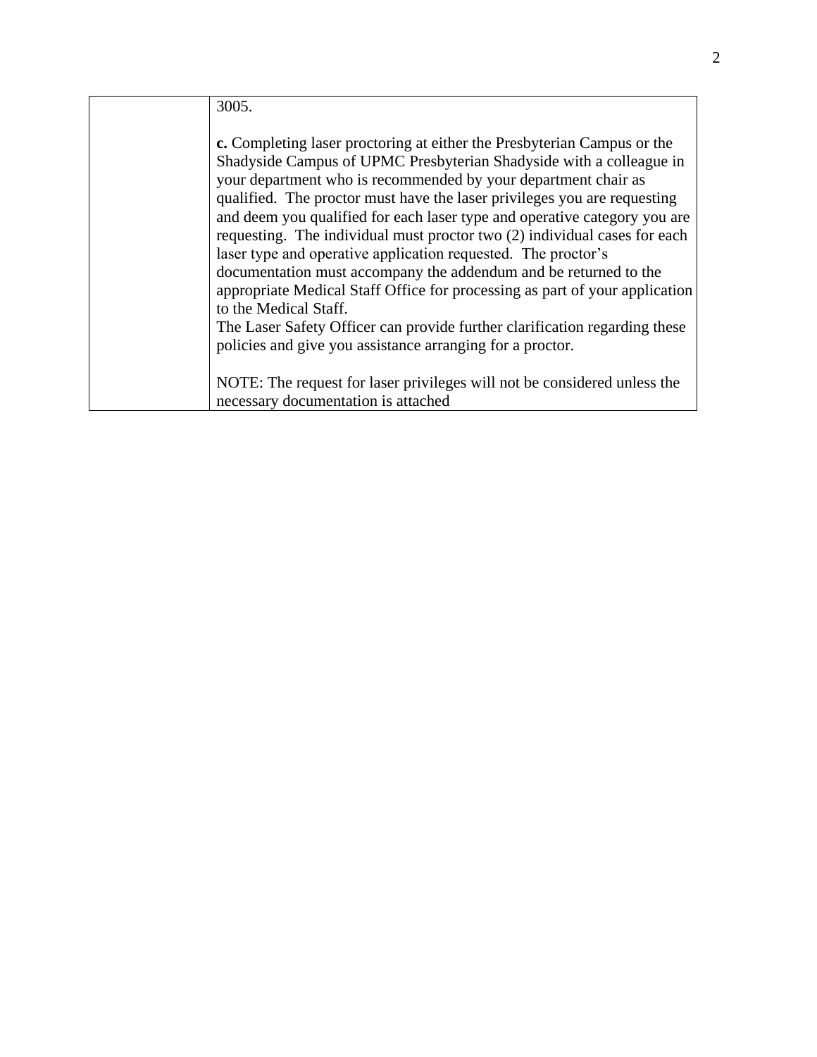| | |
|---|---|
| | 3005.<br><br>**c.** Completing laser proctoring at either the Presbyterian Campus or the Shadyside Campus of UPMC Presbyterian Shadyside with a colleague in your department who is recommended by your department chair as qualified. The proctor must have the laser privileges you are requesting and deem you qualified for each laser type and operative category you are requesting. The individual must proctor two (2) individual cases for each laser type and operative application requested. The proctor's documentation must accompany the addendum and be returned to the appropriate Medical Staff Office for processing as part of your application to the Medical Staff.<br>The Laser Safety Officer can provide further clarification regarding these policies and give you assistance arranging for a proctor.<br><br>NOTE: The request for laser privileges will not be considered unless the necessary documentation is attached |